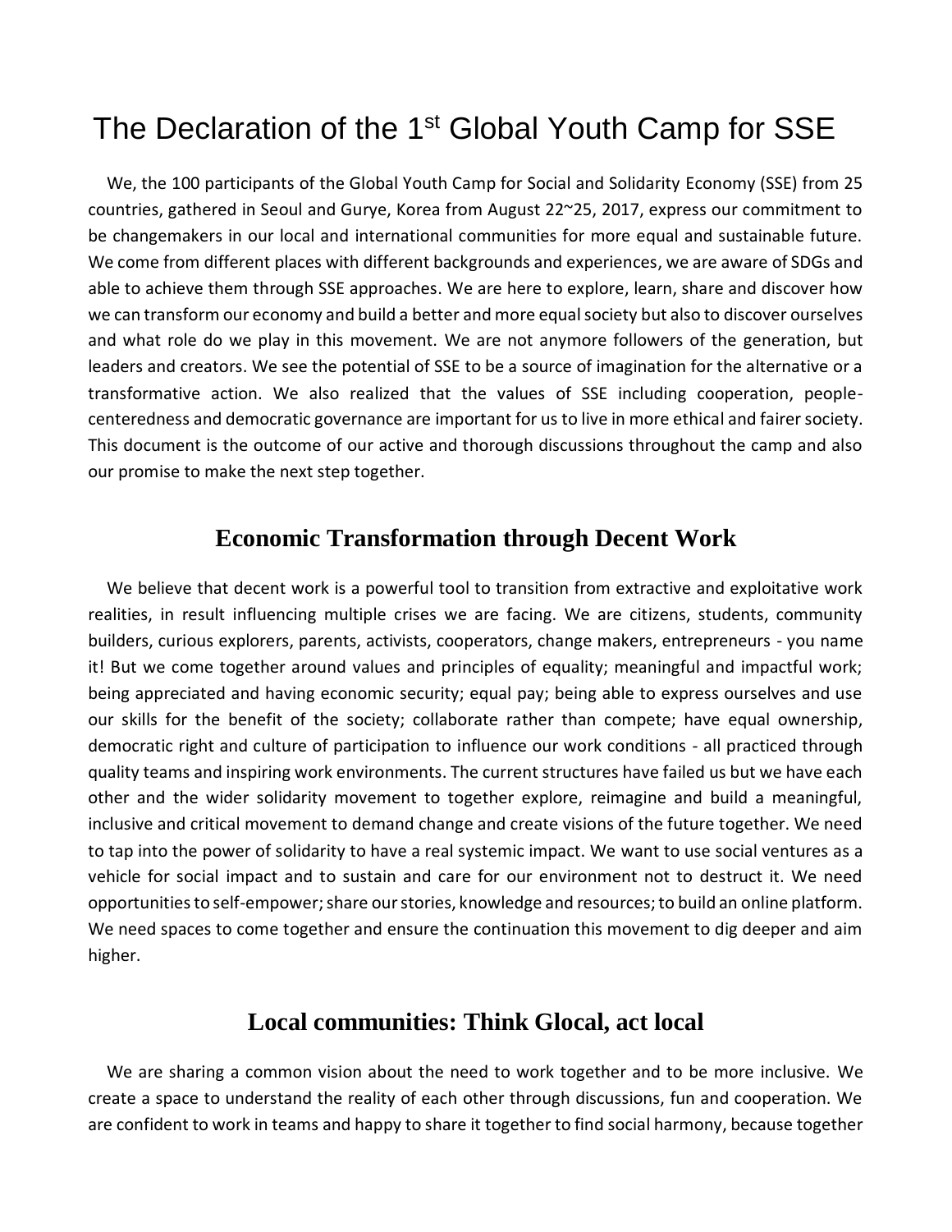# The Declaration of the 1st Global Youth Camp for SSE

We, the 100 participants of the Global Youth Camp for Social and Solidarity Economy (SSE) from 25 countries, gathered in Seoul and Gurye, Korea from August 22~25, 2017, express our commitment to be changemakers in our local and international communities for more equal and sustainable future. We come from different places with different backgrounds and experiences, we are aware of SDGs and able to achieve them through SSE approaches. We are here to explore, learn, share and discover how we can transform our economy and build a better and more equal society but also to discover ourselves and what role do we play in this movement. We are not anymore followers of the generation, but leaders and creators. We see the potential of SSE to be a source of imagination for the alternative or a transformative action. We also realized that the values of SSE including cooperation, people-centeredness and democratic governance are important for us to live in more ethical and fairer society. This document is the outcome of our active and thorough discussions throughout the camp and also our promise to make the next step together.

## Economic Transformation through Decent Work

We believe that decent work is a powerful tool to transition from extractive and exploitative work realities, in result influencing multiple crises we are facing. We are citizens, students, community builders, curious explorers, parents, activists, cooperators, change makers, entrepreneurs - you name it! But we come together around values and principles of equality; meaningful and impactful work; being appreciated and having economic security; equal pay; being able to express ourselves and use our skills for the benefit of the society; collaborate rather than compete; have equal ownership, democratic right and culture of participation to influence our work conditions - all practiced through quality teams and inspiring work environments. The current structures have failed us but we have each other and the wider solidarity movement to together explore, reimagine and build a meaningful, inclusive and critical movement to demand change and create visions of the future together. We need to tap into the power of solidarity to have a real systemic impact. We want to use social ventures as a vehicle for social impact and to sustain and care for our environment not to destruct it. We need opportunities to self-empower; share our stories, knowledge and resources; to build an online platform. We need spaces to come together and ensure the continuation this movement to dig deeper and aim higher.

## Local communities: Think Glocal, act local

We are sharing a common vision about the need to work together and to be more inclusive. We create a space to understand the reality of each other through discussions, fun and cooperation. We are confident to work in teams and happy to share it together to find social harmony, because together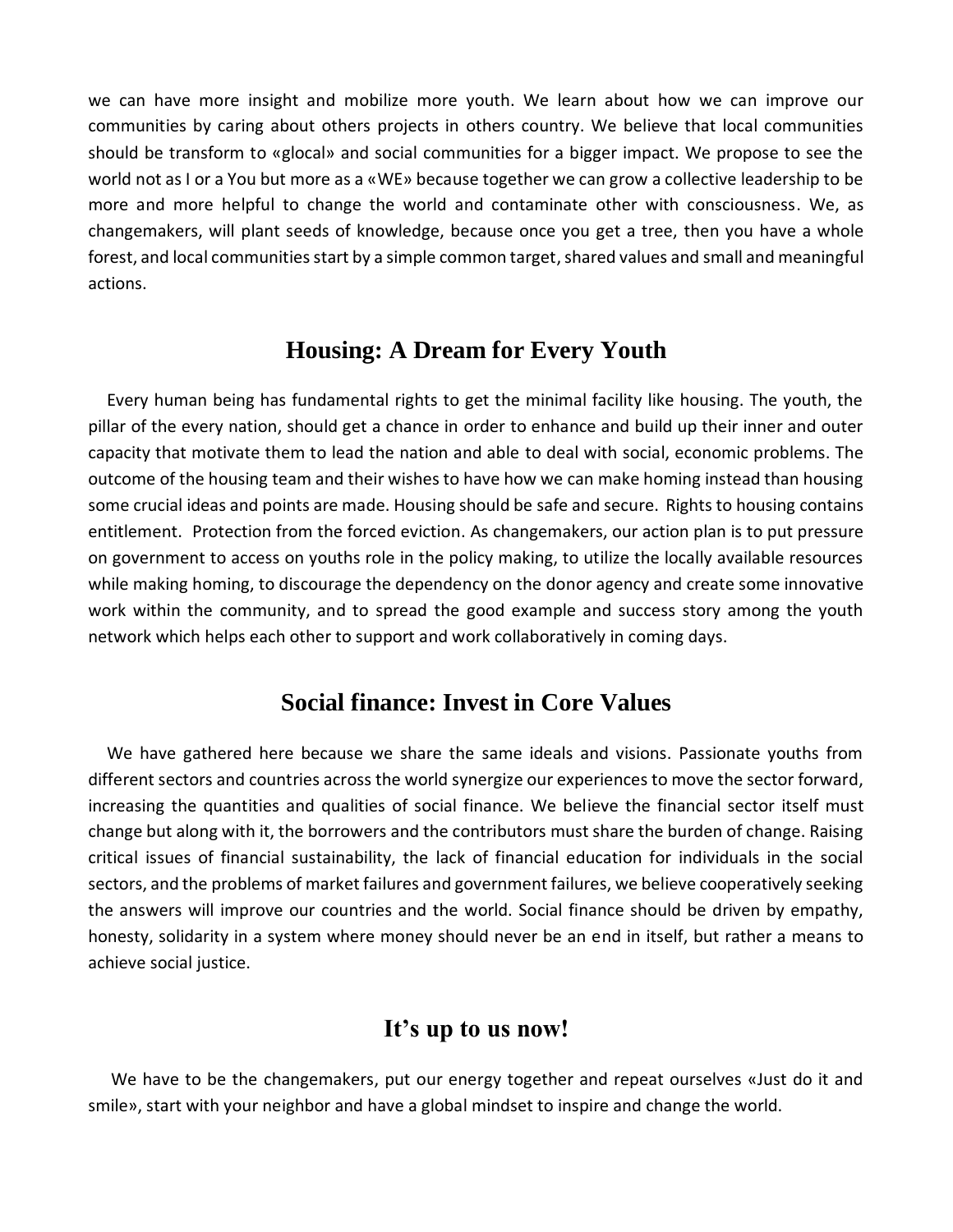we can have more insight and mobilize more youth. We learn about how we can improve our communities by caring about others projects in others country. We believe that local communities should be transform to «glocal» and social communities for a bigger impact. We propose to see the world not as I or a You but more as a «WE» because together we can grow a collective leadership to be more and more helpful to change the world and contaminate other with consciousness. We, as changemakers, will plant seeds of knowledge, because once you get a tree, then you have a whole forest, and local communities start by a simple common target, shared values and small and meaningful actions.

## Housing: A Dream for Every Youth

Every human being has fundamental rights to get the minimal facility like housing. The youth, the pillar of the every nation, should get a chance in order to enhance and build up their inner and outer capacity that motivate them to lead the nation and able to deal with social, economic problems. The outcome of the housing team and their wishes to have how we can make homing instead than housing some crucial ideas and points are made. Housing should be safe and secure. Rights to housing contains entitlement. Protection from the forced eviction. As changemakers, our action plan is to put pressure on government to access on youths role in the policy making, to utilize the locally available resources while making homing, to discourage the dependency on the donor agency and create some innovative work within the community, and to spread the good example and success story among the youth network which helps each other to support and work collaboratively in coming days.

## Social finance: Invest in Core Values

We have gathered here because we share the same ideals and visions. Passionate youths from different sectors and countries across the world synergize our experiences to move the sector forward, increasing the quantities and qualities of social finance. We believe the financial sector itself must change but along with it, the borrowers and the contributors must share the burden of change. Raising critical issues of financial sustainability, the lack of financial education for individuals in the social sectors, and the problems of market failures and government failures, we believe cooperatively seeking the answers will improve our countries and the world. Social finance should be driven by empathy, honesty, solidarity in a system where money should never be an end in itself, but rather a means to achieve social justice.

## It's up to us now!

We have to be the changemakers, put our energy together and repeat ourselves «Just do it and smile», start with your neighbor and have a global mindset to inspire and change the world.